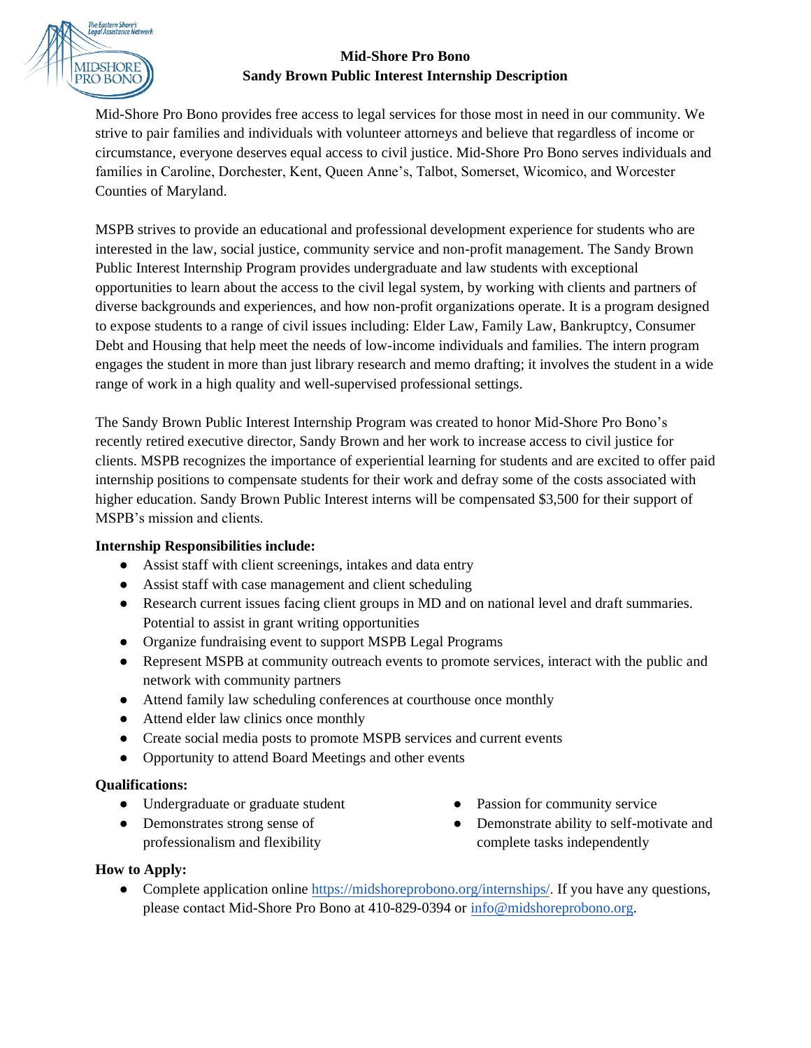# Mid-Shore Pro Bono
## Sandy Brown Public Interest Internship Description

Mid-Shore Pro Bono provides free access to legal services for those most in need in our community. We strive to pair families and individuals with volunteer attorneys and believe that regardless of income or circumstance, everyone deserves equal access to civil justice. Mid-Shore Pro Bono serves individuals and families in Caroline, Dorchester, Kent, Queen Anne's, Talbot, Somerset, Wicomico, and Worcester Counties of Maryland.

MSPB strives to provide an educational and professional development experience for students who are interested in the law, social justice, community service and non-profit management. The Sandy Brown Public Interest Internship Program provides undergraduate and law students with exceptional opportunities to learn about the access to the civil legal system, by working with clients and partners of diverse backgrounds and experiences, and how non-profit organizations operate. It is a program designed to expose students to a range of civil issues including: Elder Law, Family Law, Bankruptcy, Consumer Debt and Housing that help meet the needs of low-income individuals and families. The intern program engages the student in more than just library research and memo drafting; it involves the student in a wide range of work in a high quality and well-supervised professional settings.

The Sandy Brown Public Interest Internship Program was created to honor Mid-Shore Pro Bono's recently retired executive director, Sandy Brown and her work to increase access to civil justice for clients. MSPB recognizes the importance of experiential learning for students and are excited to offer paid internship positions to compensate students for their work and defray some of the costs associated with higher education. Sandy Brown Public Interest interns will be compensated $3,500 for their support of MSPB's mission and clients.

**Internship Responsibilities include:**

- Assist staff with client screenings, intakes and data entry
- Assist staff with case management and client scheduling
- Research current issues facing client groups in MD and on national level and draft summaries. Potential to assist in grant writing opportunities
- Organize fundraising event to support MSPB Legal Programs
- Represent MSPB at community outreach events to promote services, interact with the public and network with community partners
- Attend family law scheduling conferences at courthouse once monthly
- Attend elder law clinics once monthly
- Create social media posts to promote MSPB services and current events
- Opportunity to attend Board Meetings and other events

**Qualifications:**

- Undergraduate or graduate student
- Demonstrates strong sense of professionalism and flexibility
- Passion for community service
- Demonstrate ability to self-motivate and complete tasks independently

**How to Apply:**

- Complete application online https://midshoreprobono.org/internships/. If you have any questions, please contact Mid-Shore Pro Bono at 410-829-0394 or info@midshoreprobono.org.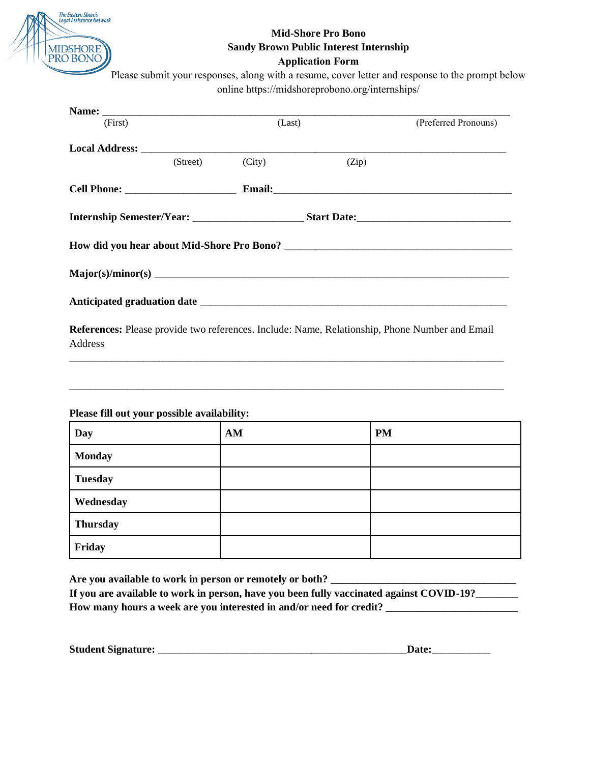**Mid-Shore Pro Bono**
**Sandy Brown Public Interest Internship**
**Application Form**

Please submit your responses, along with a resume, cover letter and response to the prompt below online https://midshoreprobono.org/internships/

**Name:** ______________________________________________________________________________
(First) (Last) (Preferred Pronouns)

**Local Address:** ________________________________________________________________________
(Street) (City) (Zip)

**Cell Phone:** ____________________ **Email:**___________________________________________

**Internship Semester/Year:** ____________________ **Start Date:**____________________________

**How did you hear about Mid-Shore Pro Bono?** __________________________________________

**Major(s)/minor(s)** ________________________________________________________________

**Anticipated graduation date** _________________________________________________________

**References:** Please provide two references. Include: Name, Relationship, Phone Number and Email Address

_______________________________________________________________________________

_______________________________________________________________________________

**Please fill out your possible availability:**

| Day | AM | PM |
|---|---|---|
| **Monday** | | |
| **Tuesday** | | |
| **Wednesday** | | |
| **Thursday** | | |
| **Friday** | | |

**Are you available to work in person or remotely or both?** _________________________________
**If you are available to work in person, have you been fully vaccinated against COVID-19?**________
**How many hours a week are you interested in and/or need for credit?** ________________________

**Student Signature:** _______________________________________________**Date:**___________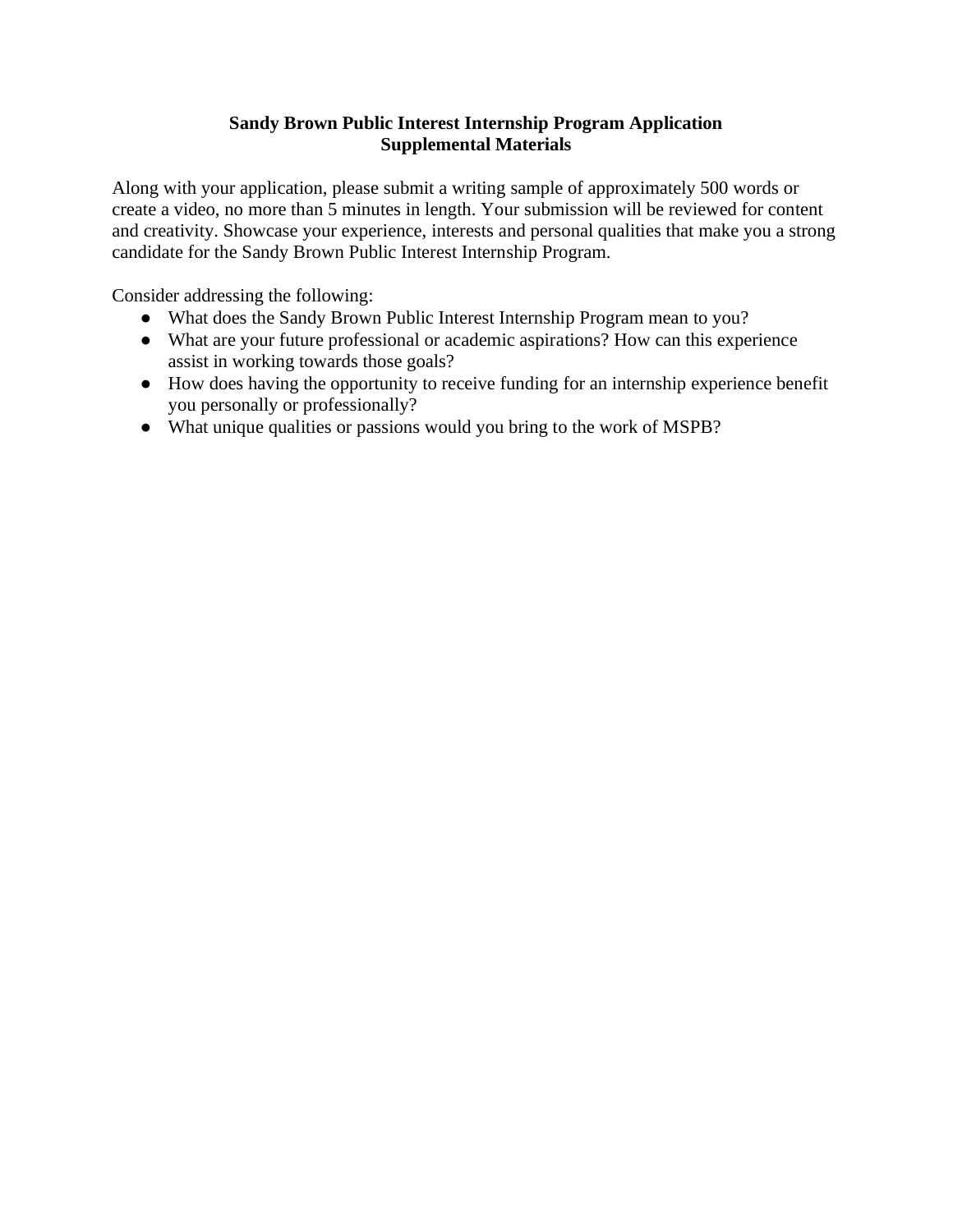**Sandy Brown Public Interest Internship Program Application**
**Supplemental Materials**

Along with your application, please submit a writing sample of approximately 500 words or create a video, no more than 5 minutes in length. Your submission will be reviewed for content and creativity. Showcase your experience, interests and personal qualities that make you a strong candidate for the Sandy Brown Public Interest Internship Program.

Consider addressing the following:

- What does the Sandy Brown Public Interest Internship Program mean to you?
- What are your future professional or academic aspirations? How can this experience assist in working towards those goals?
- How does having the opportunity to receive funding for an internship experience benefit you personally or professionally?
- What unique qualities or passions would you bring to the work of MSPB?